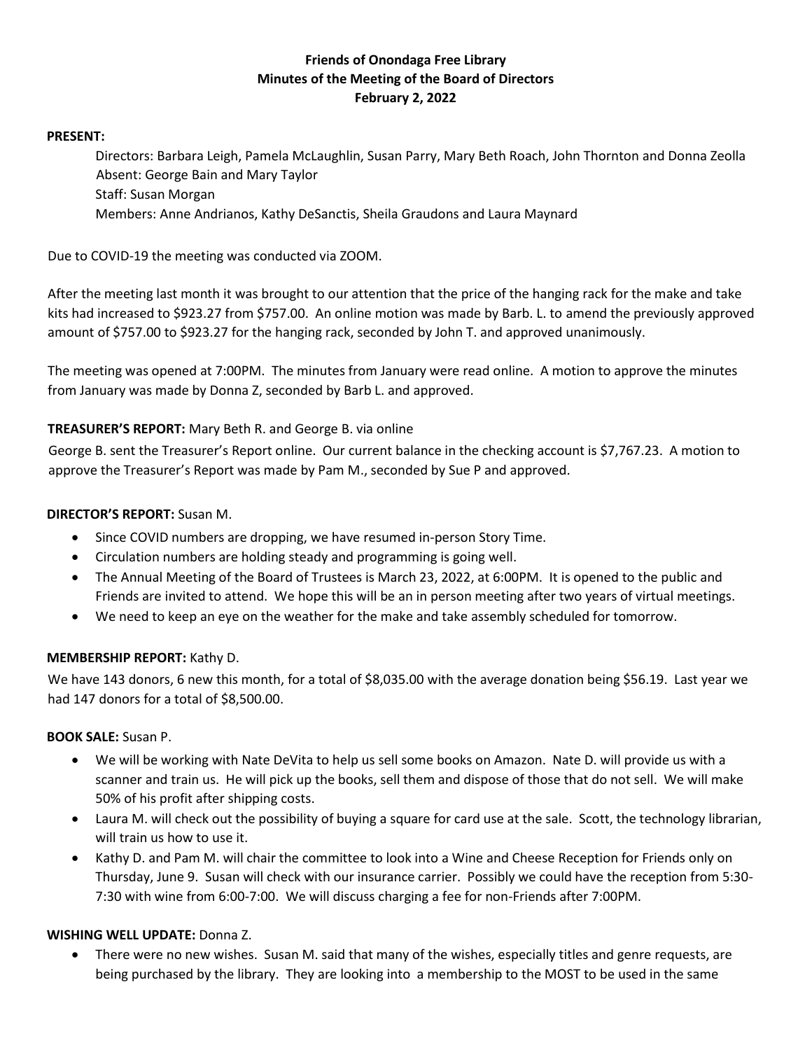**Friends of Onondaga Free Library**
**Minutes of the Meeting of the Board of Directors**
**February 2, 2022**

**PRESENT:**

Directors: Barbara Leigh, Pamela McLaughlin, Susan Parry, Mary Beth Roach, John Thornton and Donna Zeolla
Absent: George Bain and Mary Taylor
Staff: Susan Morgan
Members: Anne Andrianos, Kathy DeSanctis, Sheila Graudons and Laura Maynard

Due to COVID-19 the meeting was conducted via ZOOM.

After the meeting last month it was brought to our attention that the price of the hanging rack for the make and take kits had increased to $923.27 from $757.00. An online motion was made by Barb. L. to amend the previously approved amount of $757.00 to $923.27 for the hanging rack, seconded by John T. and approved unanimously.

The meeting was opened at 7:00PM. The minutes from January were read online. A motion to approve the minutes from January was made by Donna Z, seconded by Barb L. and approved.

**TREASURER'S REPORT:** Mary Beth R. and George B. via online

George B. sent the Treasurer's Report online. Our current balance in the checking account is $7,767.23. A motion to approve the Treasurer's Report was made by Pam M., seconded by Sue P and approved.

**DIRECTOR'S REPORT:** Susan M.

- Since COVID numbers are dropping, we have resumed in-person Story Time.
- Circulation numbers are holding steady and programming is going well.
- The Annual Meeting of the Board of Trustees is March 23, 2022, at 6:00PM. It is opened to the public and Friends are invited to attend. We hope this will be an in person meeting after two years of virtual meetings.
- We need to keep an eye on the weather for the make and take assembly scheduled for tomorrow.

**MEMBERSHIP REPORT:** Kathy D.

We have 143 donors, 6 new this month, for a total of $8,035.00 with the average donation being $56.19. Last year we had 147 donors for a total of $8,500.00.

**BOOK SALE:** Susan P.

- We will be working with Nate DeVita to help us sell some books on Amazon. Nate D. will provide us with a scanner and train us. He will pick up the books, sell them and dispose of those that do not sell. We will make 50% of his profit after shipping costs.
- Laura M. will check out the possibility of buying a square for card use at the sale. Scott, the technology librarian, will train us how to use it.
- Kathy D. and Pam M. will chair the committee to look into a Wine and Cheese Reception for Friends only on Thursday, June 9. Susan will check with our insurance carrier. Possibly we could have the reception from 5:30-7:30 with wine from 6:00-7:00. We will discuss charging a fee for non-Friends after 7:00PM.

**WISHING WELL UPDATE:** Donna Z.

- There were no new wishes. Susan M. said that many of the wishes, especially titles and genre requests, are being purchased by the library. They are looking into a membership to the MOST to be used in the same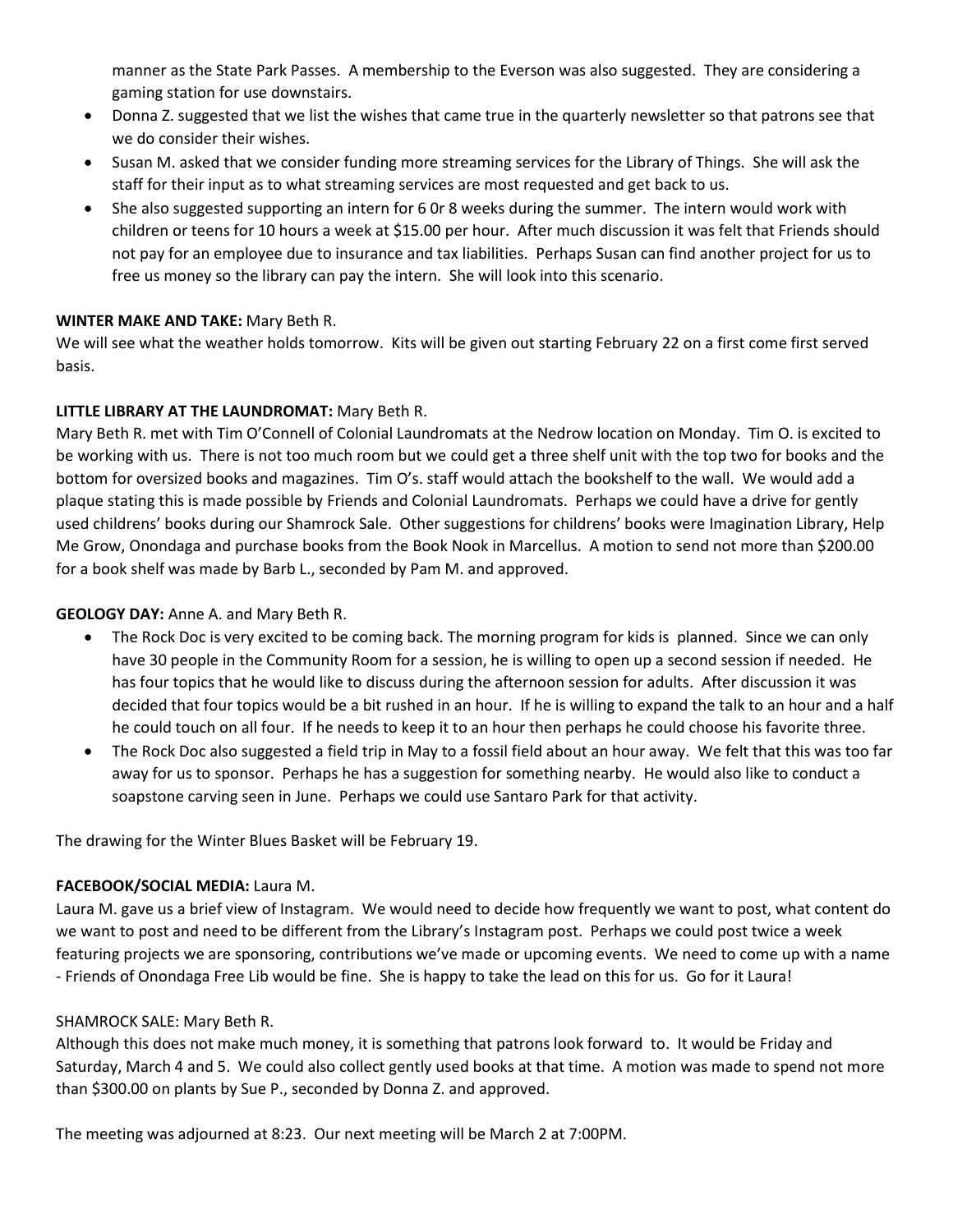manner as the State Park Passes. A membership to the Everson was also suggested. They are considering a gaming station for use downstairs.

- Donna Z. suggested that we list the wishes that came true in the quarterly newsletter so that patrons see that we do consider their wishes.
- Susan M. asked that we consider funding more streaming services for the Library of Things. She will ask the staff for their input as to what streaming services are most requested and get back to us.
- She also suggested supporting an intern for 6 0r 8 weeks during the summer. The intern would work with children or teens for 10 hours a week at $15.00 per hour. After much discussion it was felt that Friends should not pay for an employee due to insurance and tax liabilities. Perhaps Susan can find another project for us to free us money so the library can pay the intern. She will look into this scenario.

**WINTER MAKE AND TAKE:** Mary Beth R.

We will see what the weather holds tomorrow. Kits will be given out starting February 22 on a first come first served basis.

**LITTLE LIBRARY AT THE LAUNDROMAT:** Mary Beth R.

Mary Beth R. met with Tim O'Connell of Colonial Laundromats at the Nedrow location on Monday. Tim O. is excited to be working with us. There is not too much room but we could get a three shelf unit with the top two for books and the bottom for oversized books and magazines. Tim O's. staff would attach the bookshelf to the wall. We would add a plaque stating this is made possible by Friends and Colonial Laundromats. Perhaps we could have a drive for gently used childrens' books during our Shamrock Sale. Other suggestions for childrens' books were Imagination Library, Help Me Grow, Onondaga and purchase books from the Book Nook in Marcellus. A motion to send not more than $200.00 for a book shelf was made by Barb L., seconded by Pam M. and approved.

**GEOLOGY DAY:** Anne A. and Mary Beth R.

- The Rock Doc is very excited to be coming back. The morning program for kids is planned. Since we can only have 30 people in the Community Room for a session, he is willing to open up a second session if needed. He has four topics that he would like to discuss during the afternoon session for adults. After discussion it was decided that four topics would be a bit rushed in an hour. If he is willing to expand the talk to an hour and a half he could touch on all four. If he needs to keep it to an hour then perhaps he could choose his favorite three.
- The Rock Doc also suggested a field trip in May to a fossil field about an hour away. We felt that this was too far away for us to sponsor. Perhaps he has a suggestion for something nearby. He would also like to conduct a soapstone carving seen in June. Perhaps we could use Santaro Park for that activity.

The drawing for the Winter Blues Basket will be February 19.

**FACEBOOK/SOCIAL MEDIA:** Laura M.

Laura M. gave us a brief view of Instagram. We would need to decide how frequently we want to post, what content do we want to post and need to be different from the Library's Instagram post. Perhaps we could post twice a week featuring projects we are sponsoring, contributions we've made or upcoming events. We need to come up with a name - Friends of Onondaga Free Lib would be fine. She is happy to take the lead on this for us. Go for it Laura!

SHAMROCK SALE: Mary Beth R.

Although this does not make much money, it is something that patrons look forward to. It would be Friday and Saturday, March 4 and 5. We could also collect gently used books at that time. A motion was made to spend not more than $300.00 on plants by Sue P., seconded by Donna Z. and approved.

The meeting was adjourned at 8:23. Our next meeting will be March 2 at 7:00PM.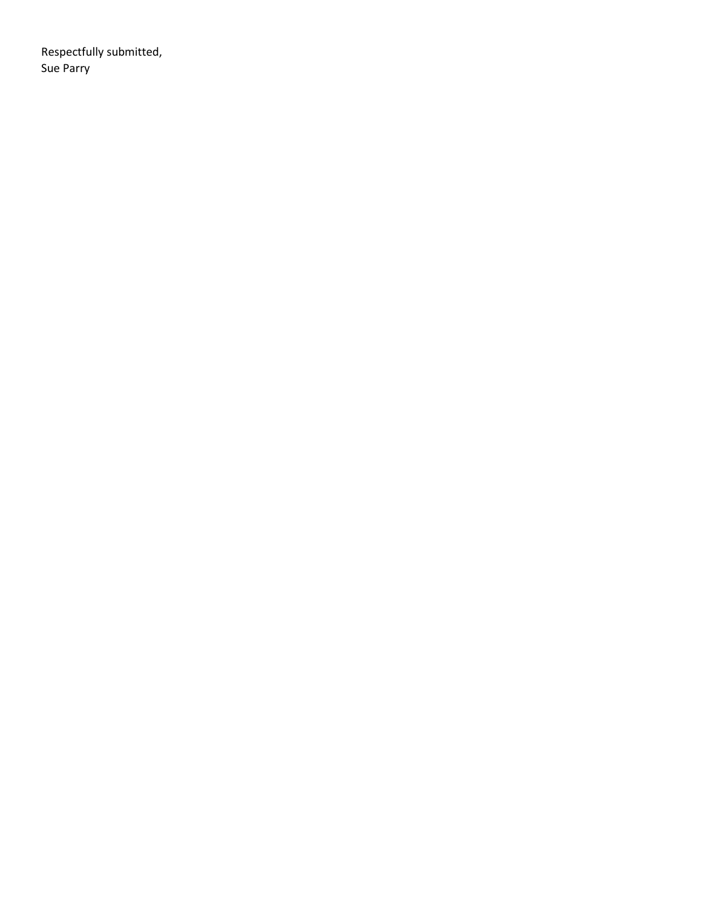Respectfully submitted,
Sue Parry